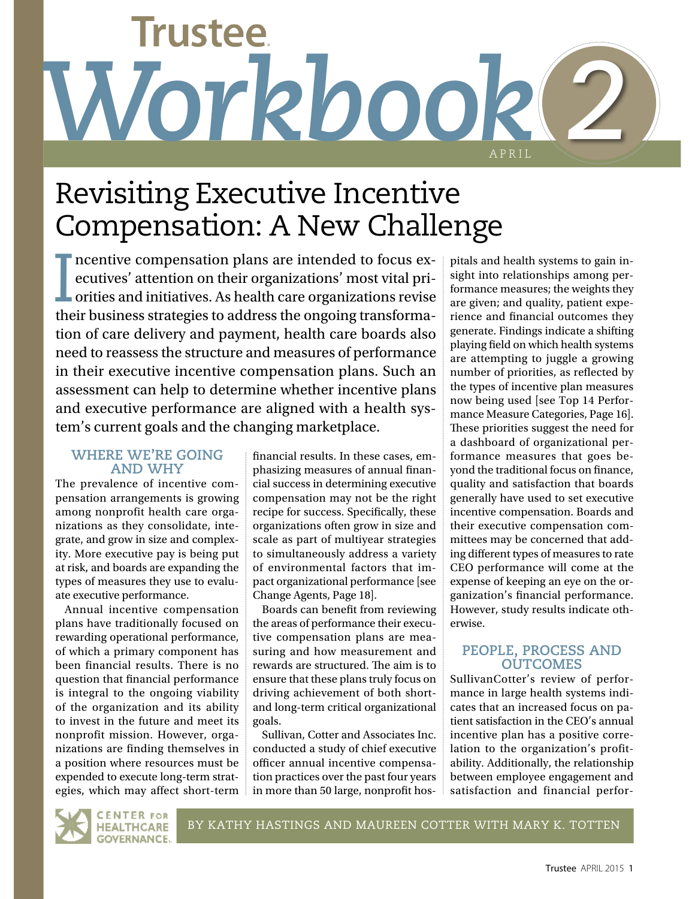# Trustee Workbook 2

APRIL

# Revisiting Executive Incentive Compensation: A New Challenge

Incentive compensation plans are intended to focus executives' attention on their organizations' most vital priorities and initiatives. As health care organizations revise their business strategies to address the ongoing transformation of care delivery and payment, health care boards also need to reassess the structure and measures of performance in their executive incentive compensation plans. Such an assessment can help to determine whether incentive plans and executive performance are aligned with a health system's current goals and the changing marketplace.

## WHERE WE'RE GOING AND WHY

The prevalence of incentive compensation arrangements is growing among nonprofit health care organizations as they consolidate, integrate, and grow in size and complexity. More executive pay is being put at risk, and boards are expanding the types of measures they use to evaluate executive performance.

Annual incentive compensation plans have traditionally focused on rewarding operational performance, of which a primary component has been financial results. There is no question that financial performance is integral to the ongoing viability of the organization and its ability to invest in the future and meet its nonprofit mission. However, organizations are finding themselves in a position where resources must be expended to execute long-term strategies, which may affect short-term financial results. In these cases, emphasizing measures of annual financial success in determining executive compensation may not be the right recipe for success. Specifically, these organizations often grow in size and scale as part of multiyear strategies to simultaneously address a variety of environmental factors that impact organizational performance [see Change Agents, Page 18].

Boards can benefit from reviewing the areas of performance their executive compensation plans are measuring and how measurement and rewards are structured. The aim is to ensure that these plans truly focus on driving achievement of both short- and long-term critical organizational goals.

Sullivan, Cotter and Associates Inc. conducted a study of chief executive officer annual incentive compensation practices over the past four years in more than 50 large, nonprofit hospitals and health systems to gain insight into relationships among performance measures; the weights they are given; and quality, patient experience and financial outcomes they generate. Findings indicate a shifting playing field on which health systems are attempting to juggle a growing number of priorities, as reflected by the types of incentive plan measures now being used [see Top 14 Performance Measure Categories, Page 16]. These priorities suggest the need for a dashboard of organizational performance measures that goes beyond the traditional focus on finance, quality and satisfaction that boards generally have used to set executive incentive compensation. Boards and their executive compensation committees may be concerned that adding different types of measures to rate CEO performance will come at the expense of keeping an eye on the organization's financial performance. However, study results indicate otherwise.

## PEOPLE, PROCESS AND OUTCOMES

SullivanCotter's review of performance in large health systems indicates that an increased focus on patient satisfaction in the CEO's annual incentive plan has a positive correlation to the organization's profitability. Additionally, the relationship between employee engagement and satisfaction and financial perfor-

CENTER FOR HEALTHCARE GOVERNANCE

BY KATHY HASTINGS AND MAUREEN COTTER WITH MARY K. TOTTEN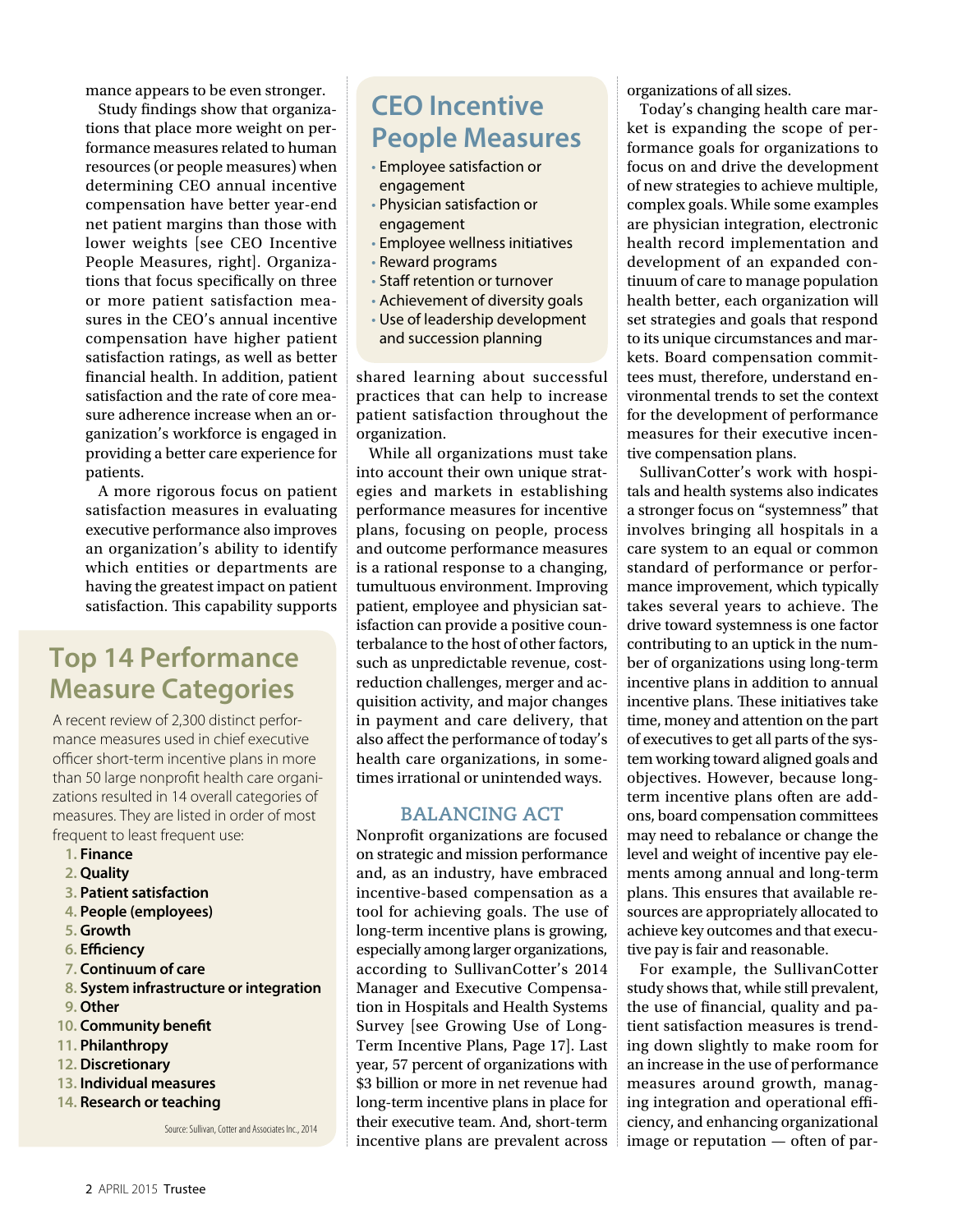mance appears to be even stronger.

Study findings show that organizations that place more weight on performance measures related to human resources (or people measures) when determining CEO annual incentive compensation have better year-end net patient margins than those with lower weights [see CEO Incentive People Measures, right]. Organizations that focus specifically on three or more patient satisfaction measures in the CEO's annual incentive compensation have higher patient satisfaction ratings, as well as better financial health. In addition, patient satisfaction and the rate of core measure adherence increase when an organization's workforce is engaged in providing a better care experience for patients.

A more rigorous focus on patient satisfaction measures in evaluating executive performance also improves an organization's ability to identify which entities or departments are having the greatest impact on patient satisfaction. This capability supports shared learning about successful practices that can help to increase patient satisfaction throughout the organization.

## Top 14 Performance Measure Categories

A recent review of 2,300 distinct performance measures used in chief executive officer short-term incentive plans in more than 50 large nonprofit health care organizations resulted in 14 overall categories of measures. They are listed in order of most frequent to least frequent use:

1. **Finance**
2. **Quality**
3. **Patient satisfaction**
4. **People (employees)**
5. **Growth**
6. **Efficiency**
7. **Continuum of care**
8. **System infrastructure or integration**
9. **Other**
10. **Community benefit**
11. **Philanthropy**
12. **Discretionary**
13. **Individual measures**
14. **Research or teaching**

Source: Sullivan, Cotter and Associates Inc., 2014

## CEO Incentive People Measures

- Employee satisfaction or engagement
- Physician satisfaction or engagement
- Employee wellness initiatives
- Reward programs
- Staff retention or turnover
- Achievement of diversity goals
- Use of leadership development and succession planning

While all organizations must take into account their own unique strategies and markets in establishing performance measures for incentive plans, focusing on people, process and outcome performance measures is a rational response to a changing, tumultuous environment. Improving patient, employee and physician satisfaction can provide a positive counterbalance to the host of other factors, such as unpredictable revenue, cost-reduction challenges, merger and acquisition activity, and major changes in payment and care delivery, that also affect the performance of today's health care organizations, in sometimes irrational or unintended ways.

### BALANCING ACT

Nonprofit organizations are focused on strategic and mission performance and, as an industry, have embraced incentive-based compensation as a tool for achieving goals. The use of long-term incentive plans is growing, especially among larger organizations, according to SullivanCotter's 2014 Manager and Executive Compensation in Hospitals and Health Systems Survey [see Growing Use of Long-Term Incentive Plans, Page 17]. Last year, 57 percent of organizations with $3 billion or more in net revenue had long-term incentive plans in place for their executive team. And, short-term incentive plans are prevalent across organizations of all sizes.

Today's changing health care market is expanding the scope of performance goals for organizations to focus on and drive the development of new strategies to achieve multiple, complex goals. While some examples are physician integration, electronic health record implementation and development of an expanded continuum of care to manage population health better, each organization will set strategies and goals that respond to its unique circumstances and markets. Board compensation committees must, therefore, understand environmental trends to set the context for the development of performance measures for their executive incentive compensation plans.

SullivanCotter's work with hospitals and health systems also indicates a stronger focus on "systemness" that involves bringing all hospitals in a care system to an equal or common standard of performance or performance improvement, which typically takes several years to achieve. The drive toward systemness is one factor contributing to an uptick in the number of organizations using long-term incentive plans in addition to annual incentive plans. These initiatives take time, money and attention on the part of executives to get all parts of the system working toward aligned goals and objectives. However, because long-term incentive plans often are add-ons, board compensation committees may need to rebalance or change the level and weight of incentive pay elements among annual and long-term plans. This ensures that available resources are appropriately allocated to achieve key outcomes and that executive pay is fair and reasonable.

For example, the SullivanCotter study shows that, while still prevalent, the use of financial, quality and patient satisfaction measures is trending down slightly to make room for an increase in the use of performance measures around growth, managing integration and operational efficiency, and enhancing organizational image or reputation — often of par-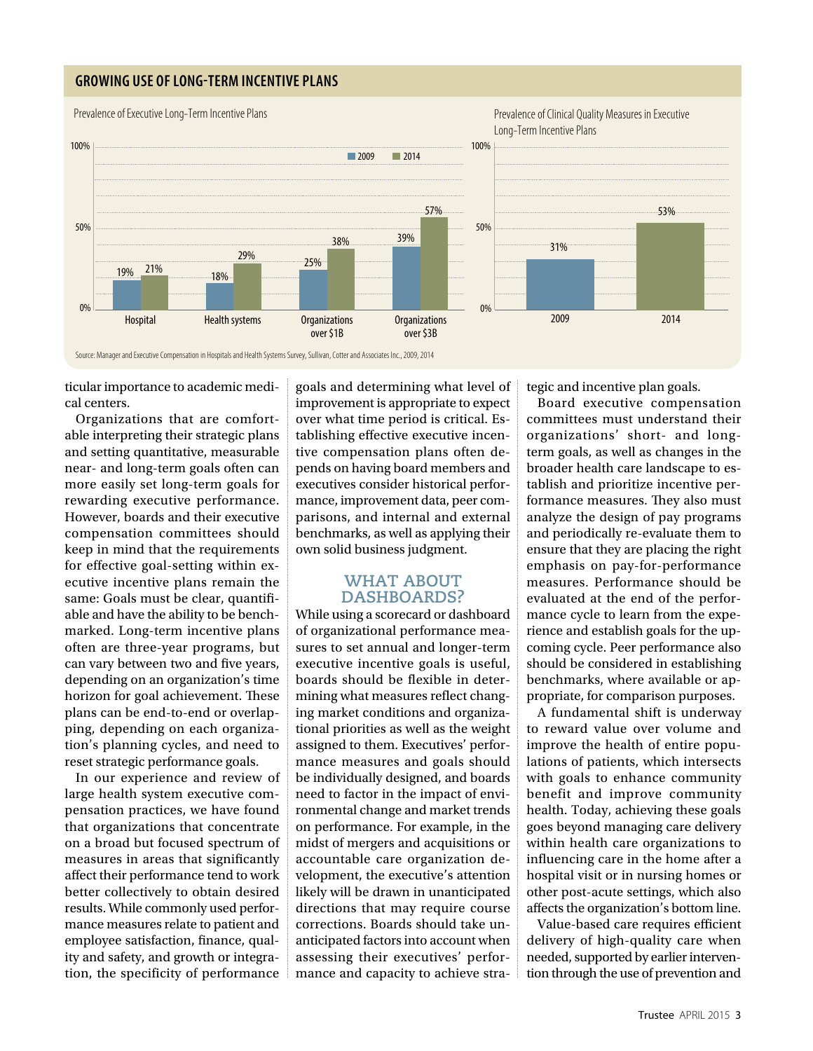## GROWING USE OF LONG-TERM INCENTIVE PLANS

Prevalence of Executive Long-Term Incentive Plans

| | 2009 | 2014 |
|---|---|---|
| Hospital | 19% | 21% |
| Health systems | 18% | 29% |
| Organizations over $1B | 25% | 38% |
| Organizations over $3B | 39% | 57% |

Prevalence of Clinical Quality Measures in Executive Long-Term Incentive Plans

| 2009 | 2014 |
|---|---|
| 31% | 53% |

Source: Manager and Executive Compensation in Hospitals and Health Systems Survey, Sullivan, Cotter and Associates Inc., 2009, 2014

ticular importance to academic medical centers.

Organizations that are comfortable interpreting their strategic plans and setting quantitative, measurable near- and long-term goals often can more easily set long-term goals for rewarding executive performance. However, boards and their executive compensation committees should keep in mind that the requirements for effective goal-setting within executive incentive plans remain the same: Goals must be clear, quantifiable and have the ability to be benchmarked. Long-term incentive plans often are three-year programs, but can vary between two and five years, depending on an organization's time horizon for goal achievement. These plans can be end-to-end or overlapping, depending on each organization's planning cycles, and need to reset strategic performance goals.

In our experience and review of large health system executive compensation practices, we have found that organizations that concentrate on a broad but focused spectrum of measures in areas that significantly affect their performance tend to work better collectively to obtain desired results. While commonly used performance measures relate to patient and employee satisfaction, finance, quality and safety, and growth or integration, the specificity of performance goals and determining what level of improvement is appropriate to expect over what time period is critical. Establishing effective executive incentive compensation plans often depends on having board members and executives consider historical performance, improvement data, peer comparisons, and internal and external benchmarks, as well as applying their own solid business judgment.

### WHAT ABOUT DASHBOARDS?

While using a scorecard or dashboard of organizational performance measures to set annual and longer-term executive incentive goals is useful, boards should be flexible in determining what measures reflect changing market conditions and organizational priorities as well as the weight assigned to them. Executives' performance measures and goals should be individually designed, and boards need to factor in the impact of environmental change and market trends on performance. For example, in the midst of mergers and acquisitions or accountable care organization development, the executive's attention likely will be drawn in unanticipated directions that may require course corrections. Boards should take unanticipated factors into account when assessing their executives' performance and capacity to achieve strategic and incentive plan goals.

Board executive compensation committees must understand their organizations' short- and long-term goals, as well as changes in the broader health care landscape to establish and prioritize incentive performance measures. They also must analyze the design of pay programs and periodically re-evaluate them to ensure that they are placing the right emphasis on pay-for-performance measures. Performance should be evaluated at the end of the performance cycle to learn from the experience and establish goals for the upcoming cycle. Peer performance also should be considered in establishing benchmarks, where available or appropriate, for comparison purposes.

A fundamental shift is underway to reward value over volume and improve the health of entire populations of patients, which intersects with goals to enhance community benefit and improve community health. Today, achieving these goals goes beyond managing care delivery within health care organizations to influencing care in the home after a hospital visit or in nursing homes or other post-acute settings, which also affects the organization's bottom line.

Value-based care requires efficient delivery of high-quality care when needed, supported by earlier intervention through the use of prevention and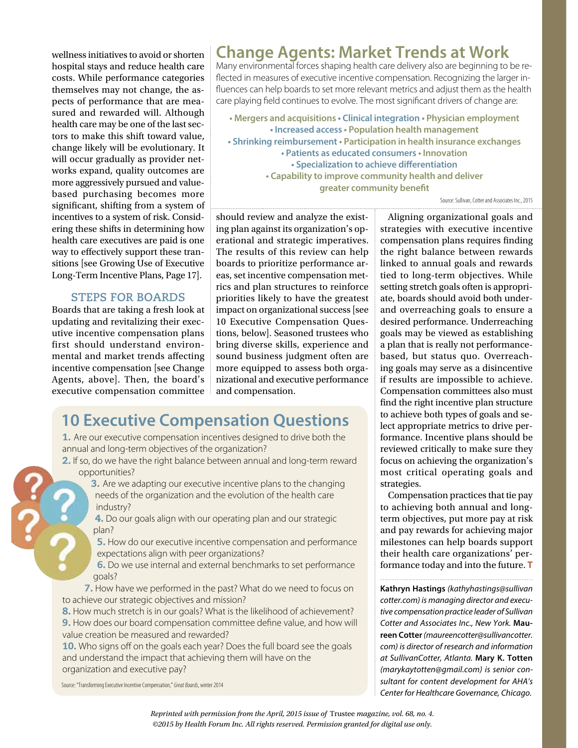wellness initiatives to avoid or shorten hospital stays and reduce health care costs. While performance categories themselves may not change, the aspects of performance that are measured and rewarded will. Although health care may be one of the last sectors to make this shift toward value, change likely will be evolutionary. It will occur gradually as provider networks expand, quality outcomes are more aggressively pursued and value-based purchasing becomes more significant, shifting from a system of incentives to a system of risk. Considering these shifts in determining how health care executives are paid is one way to effectively support these transitions [see Growing Use of Executive Long-Term Incentive Plans, Page 17].

## STEPS FOR BOARDS

Boards that are taking a fresh look at updating and revitalizing their executive incentive compensation plans first should understand environmental and market trends affecting incentive compensation [see Change Agents, above]. Then, the board's executive compensation committee should review and analyze the existing plan against its organization's operational and strategic imperatives. The results of this review can help boards to prioritize performance areas, set incentive compensation metrics and plan structures to reinforce priorities likely to have the greatest impact on organizational success [see 10 Executive Compensation Questions, below]. Seasoned trustees who bring diverse skills, experience and sound business judgment often are more equipped to assess both organizational and executive performance and compensation.

Aligning organizational goals and strategies with executive incentive compensation plans requires finding the right balance between rewards linked to annual goals and rewards tied to long-term objectives. While setting stretch goals often is appropriate, boards should avoid both under- and overreaching goals to ensure a desired performance. Underreaching goals may be viewed as establishing a plan that is really not performance-based, but status quo. Overreaching goals may serve as a disincentive if results are impossible to achieve. Compensation committees also must find the right incentive plan structure to achieve both types of goals and select appropriate metrics to drive performance. Incentive plans should be reviewed critically to make sure they focus on achieving the organization's most critical operating goals and strategies.

Compensation practices that tie pay to achieving both annual and long-term objectives, put more pay at risk and pay rewards for achieving major milestones can help boards support their health care organizations' performance today and into the future. **T**

**Kathryn Hastings** *(kathyhastings@sullivancotter.com) is managing director and executive compensation practice leader of Sullivan Cotter and Associates Inc., New York.* **Maureen Cotter** *(maureencotter@sullivancotter.com) is director of research and information at SullivanCotter, Atlanta.* **Mary K. Totten** *(marykaytotten@gmail.com) is senior consultant for content development for AHA's Center for Healthcare Governance, Chicago.*

## Change Agents: Market Trends at Work

Many environmental forces shaping health care delivery also are beginning to be reflected in measures of executive incentive compensation. Recognizing the larger influences can help boards to set more relevant metrics and adjust them as the health care playing field continues to evolve. The most significant drivers of change are:

- **Mergers and acquisitions**
- **Clinical integration**
- **Physician employment**
- **Increased access**
- **Population health management**
- **Shrinking reimbursement**
- **Participation in health insurance exchanges**
- **Patients as educated consumers**
- **Innovation**
- **Specialization to achieve differentiation**
- **Capability to improve community health and deliver greater community benefit**

Source: Sullivan, Cotter and Associates Inc., 2015

## 10 Executive Compensation Questions

**1.** Are our executive compensation incentives designed to drive both the annual and long-term objectives of the organization?

**2.** If so, do we have the right balance between annual and long-term reward opportunities?

**3.** Are we adapting our executive incentive plans to the changing needs of the organization and the evolution of the health care industry?

**4.** Do our goals align with our operating plan and our strategic plan?

**5.** How do our executive incentive compensation and performance expectations align with peer organizations?

**6.** Do we use internal and external benchmarks to set performance goals?

**7.** How have we performed in the past? What do we need to focus on to achieve our strategic objectives and mission?

**8.** How much stretch is in our goals? What is the likelihood of achievement?

**9.** How does our board compensation committee define value, and how will value creation be measured and rewarded?

**10.** Who signs off on the goals each year? Does the full board see the goals and understand the impact that achieving them will have on the organization and executive pay?

Source: "Transforming Executive Incentive Compensation," *Great Boards*, winter 2014

*Reprinted with permission from the April, 2015 issue of* Trustee *magazine, vol. 68, no. 4. ©2015 by Health Forum Inc. All rights reserved. Permission granted for digital use only.*